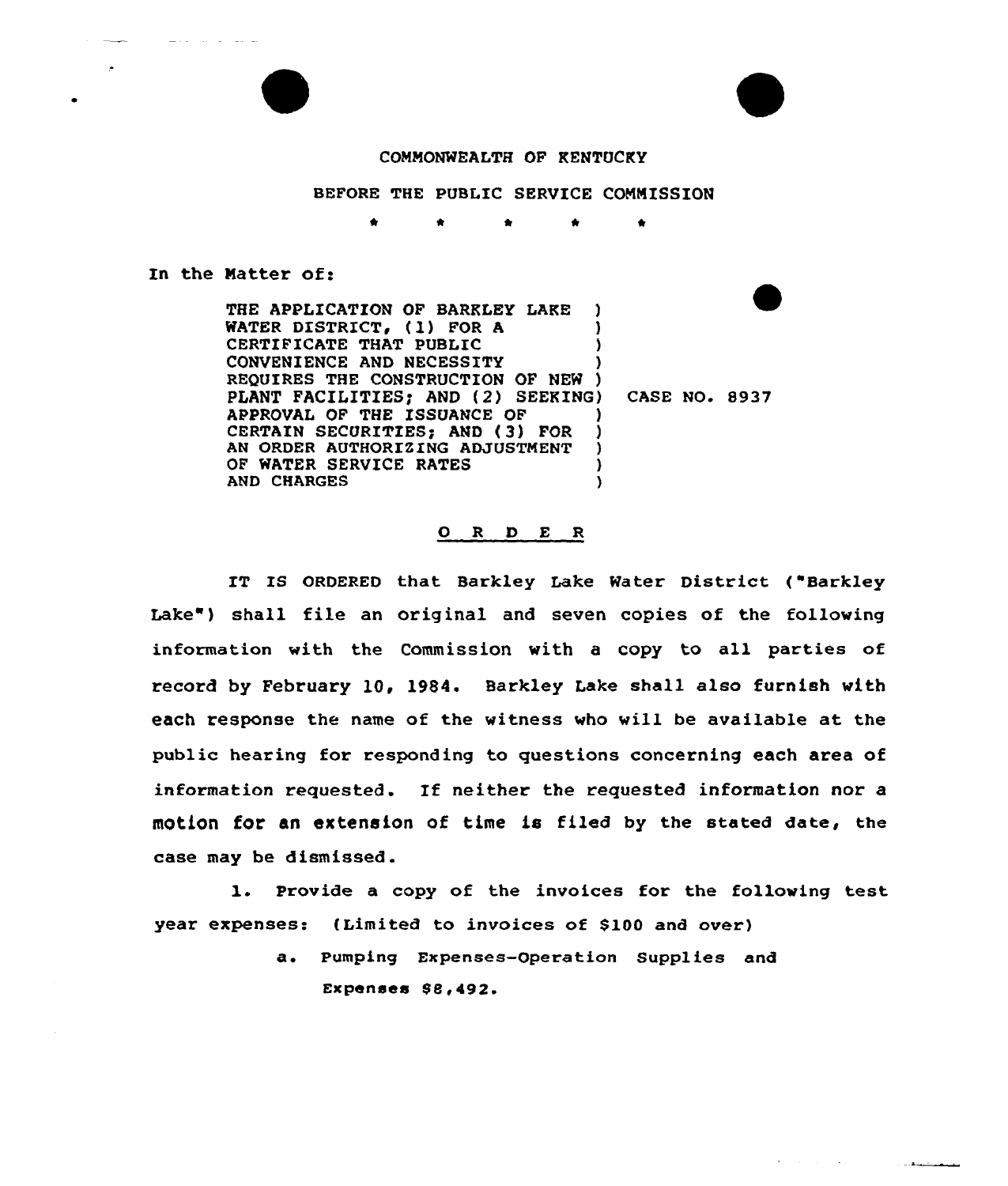COMMONWEALTH OF KENTUCKY

BEFORE THE PUBLIC SERVICE COMMISSION

\* \* \* \* \*

In the Matter of:

| | |
|---|---|
| THE APPLICATION OF BARKLEY LAKE WATER DISTRICT, (1) FOR A CERTIFICATE THAT PUBLIC CONVENIENCE AND NECESSITY REQUIRES THE CONSTRUCTION OF NEW PLANT FACILITIES; AND (2) SEEKING APPROVAL OF THE ISSUANCE OF CERTAIN SECURITIES; AND (3) FOR AN ORDER AUTHORIZING ADJUSTMENT OF WATER SERVICE RATES AND CHARGES | CASE NO. 8937 |

## O R D E R

IT IS ORDERED that Barkley Lake Water District ("Barkley Lake") shall file an original and seven copies of the following information with the Commission with a copy to all parties of record by February 10, 1984. Barkley Lake shall also furnish with each response the name of the witness who will be available at the public hearing for responding to questions concerning each area of information requested. If neither the requested information nor a motion for an extension of time is filed by the stated date, the case may be dismissed.

1. Provide a copy of the invoices for the following test year expenses: (Limited to invoices of $100 and over)

   a. Pumping Expenses-Operation Supplies and Expenses $8,492.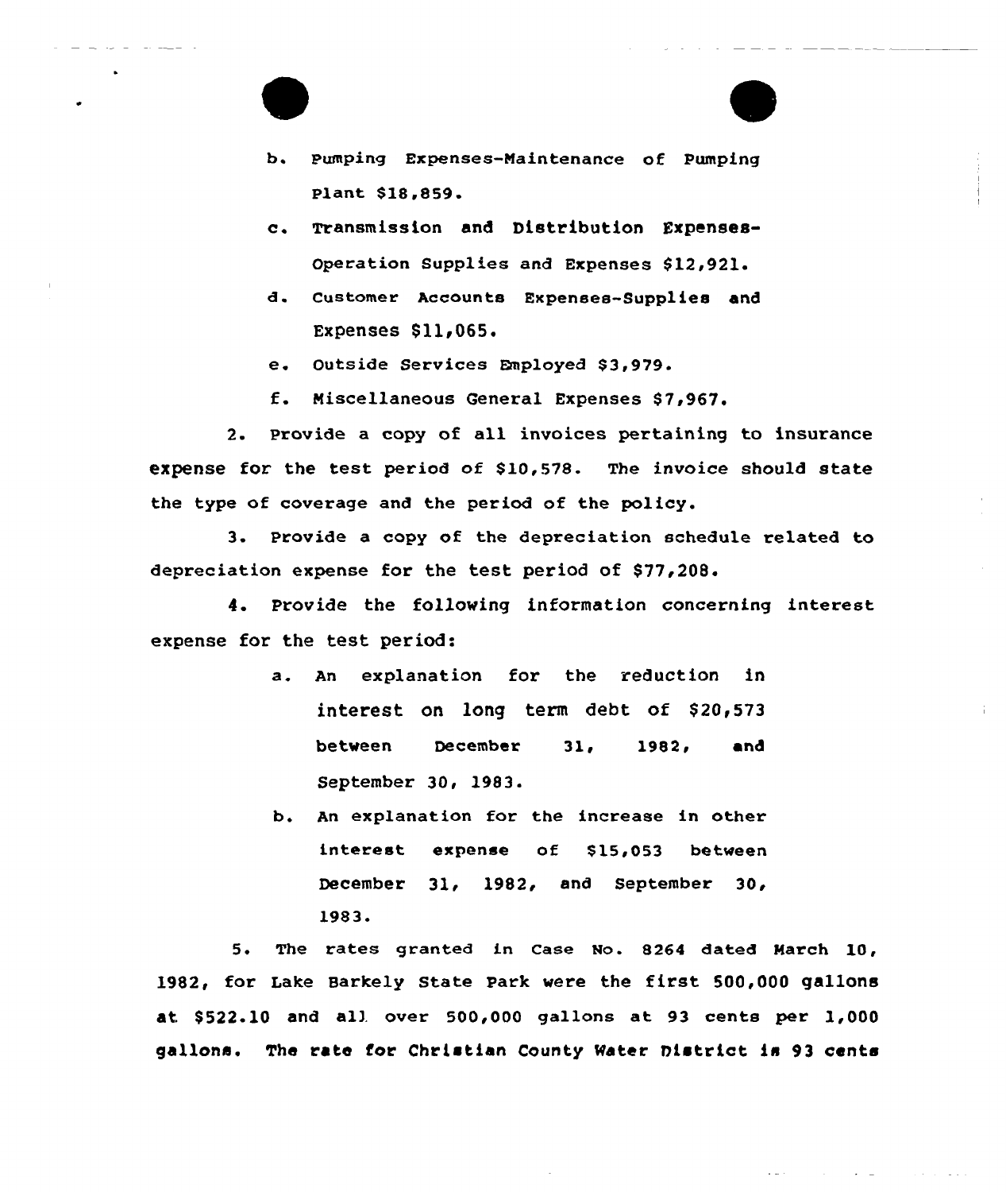b. Pumping Expenses-Maintenance of Pumping Plant $18,859.

c. Transmission and Distribution Expenses-Operation Supplies and Expenses $12,921.

d. Customer Accounts Expenses-Supplies and Expenses $11,065.

e. Outside Services Employed $3,979.

f. Miscellaneous General Expenses $7,967.

2. Provide a copy of all invoices pertaining to insurance expense for the test period of $10,578. The invoice should state the type of coverage and the period of the policy.

3. Provide a copy of the depreciation schedule related to depreciation expense for the test period of $77,208.

4. Provide the following information concerning interest expense for the test period:

a. An explanation for the reduction in interest on long term debt of $20,573 between December 31, 1982, and September 30, 1983.

b. An explanation for the increase in other interest expense of $15,053 between December 31, 1982, and September 30, 1983.

5. The rates granted in Case No. 8264 dated March 10, 1982, for Lake Barkely State Park were the first 500,000 gallons at $522.10 and all over 500,000 gallons at 93 cents per 1,000 gallons. The rate for Christian County Water District is 93 cents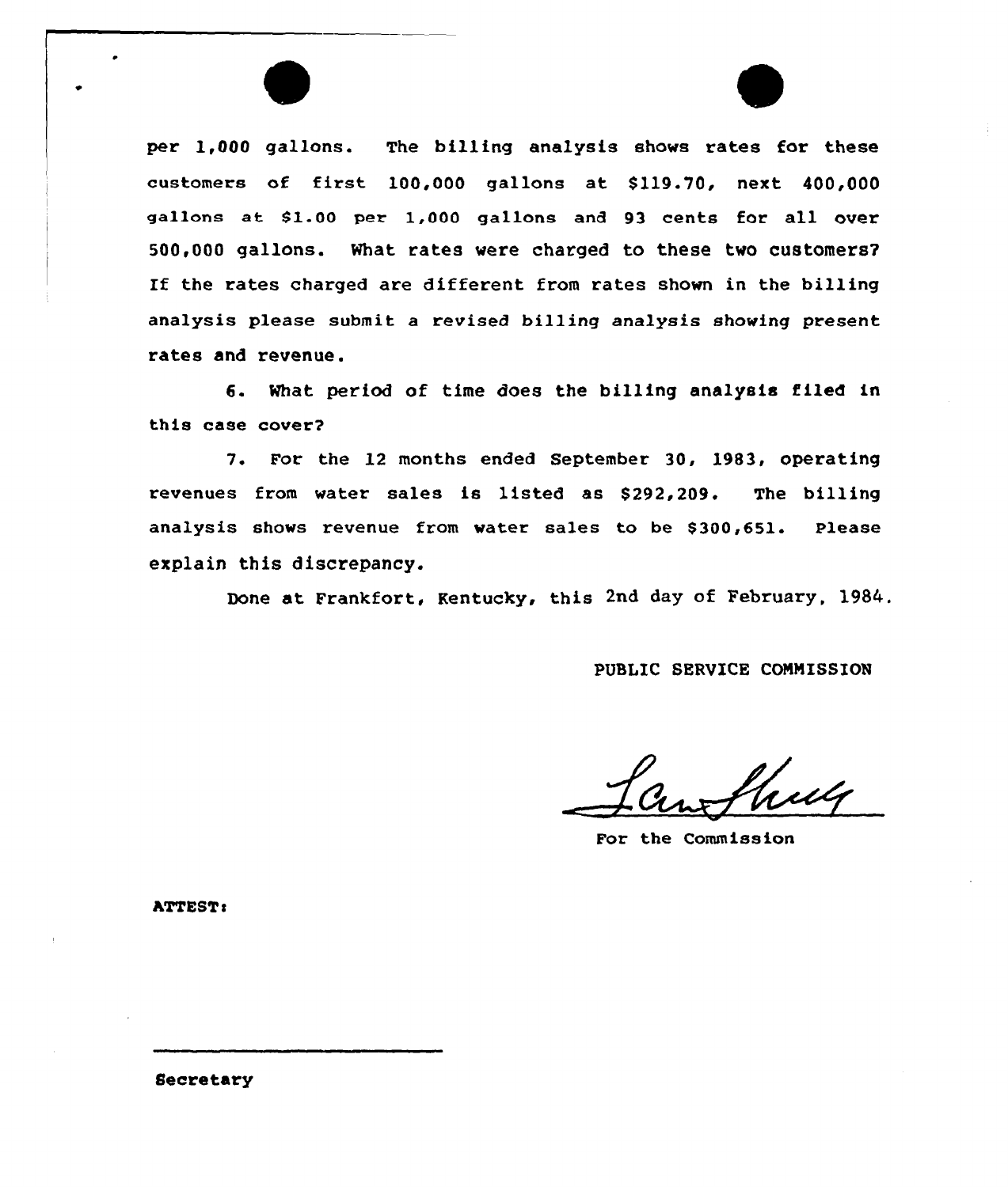per 1,000 gallons. The billing analysis shows rates for these customers of first 100,000 gallons at $119.70, next 400,000 gallons at $1.00 per 1,000 gallons and 93 cents for all over 500,000 gallons. What rates were charged to these two customers? If the rates charged are different from rates shown in the billing analysis please submit a revised billing analysis showing present rates and revenue.

6. What period of time does the billing analysis filed in this case cover?

7. For the 12 months ended September 30, 1983, operating revenues from water sales is listed as $292,209. The billing analysis shows revenue from water sales to be $300,651. Please explain this discrepancy.

Done at Frankfort, Kentucky, this 2nd day of February, 1984.

PUBLIC SERVICE COMMISSION

For the Commission

ATTEST:

Secretary